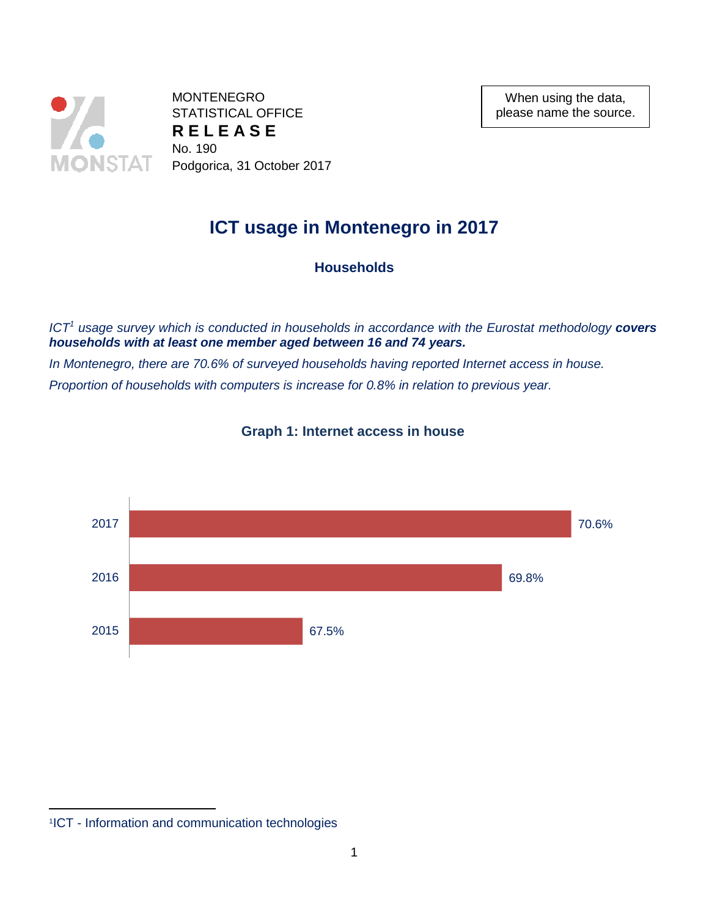MONTENEGRO
STATISTICAL OFFICE
**R E L E A S E**
No. 190
Podgorica, 31 October 2017

When using the data, please name the source.

# ICT usage in Montenegro in 2017

## Households

*ICT[1] usage survey which is conducted in households in accordance with the Eurostat methodology* ***covers households with at least one member aged between 16 and 74 years.***

*In Montenegro, there are 70.6% of surveyed households having reported Internet access in house.*

*Proportion of households with computers is increase for 0.8% in relation to previous year.*

### Graph 1: Internet access in house

| Year | Internet access in house |
|---|---|
| 2017 | 70.6% |
| 2016 | 69.8% |
| 2015 | 67.5% |

[1] ICT - Information and communication technologies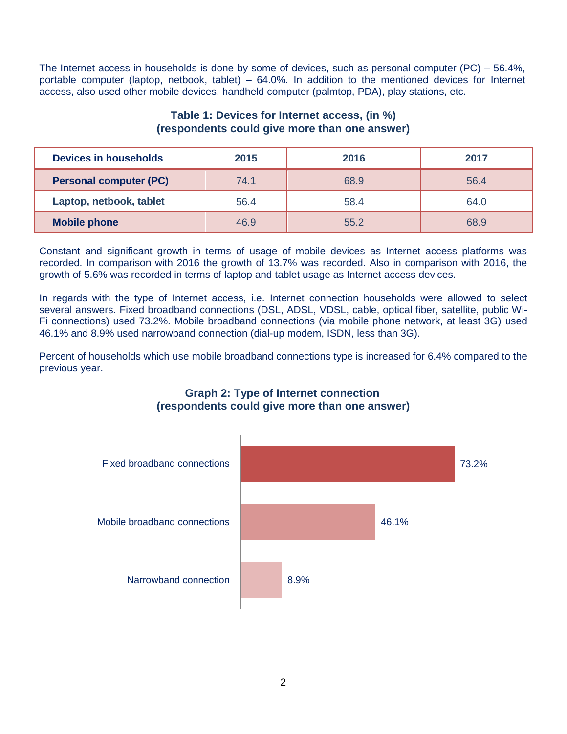The Internet access in households is done by some of devices, such as personal computer (PC) – 56.4%, portable computer (laptop, netbook, tablet) – 64.0%. In addition to the mentioned devices for Internet access, also used other mobile devices, handheld computer (palmtop, PDA), play stations, etc.

**Table 1: Devices for Internet access, (in %)**
**(respondents could give more than one answer)**

| Devices in households | 2015 | 2016 | 2017 |
|---|---|---|---|
| **Personal computer (PC)** | 74.1 | 68.9 | 56.4 |
| **Laptop, netbook, tablet** | 56.4 | 58.4 | 64.0 |
| **Mobile phone** | 46.9 | 55.2 | 68.9 |

Constant and significant growth in terms of usage of mobile devices as Internet access platforms was recorded. In comparison with 2016 the growth of 13.7% was recorded. Also in comparison with 2016, the growth of 5.6% was recorded in terms of laptop and tablet usage as Internet access devices.

In regards with the type of Internet access, i.e. Internet connection households were allowed to select several answers. Fixed broadband connections (DSL, ADSL, VDSL, cable, optical fiber, satellite, public Wi-Fi connections) used 73.2%. Mobile broadband connections (via mobile phone network, at least 3G) used 46.1% and 8.9% used narrowband connection (dial-up modem, ISDN, less than 3G).

Percent of households which use mobile broadband connections type is increased for 6.4% compared to the previous year.

**Graph 2: Type of Internet connection**
**(respondents could give more than one answer)**

| Type of Internet connection | % |
|---|---|
| Fixed broadband connections | 73.2% |
| Mobile broadband connections | 46.1% |
| Narrowband connection | 8.9% |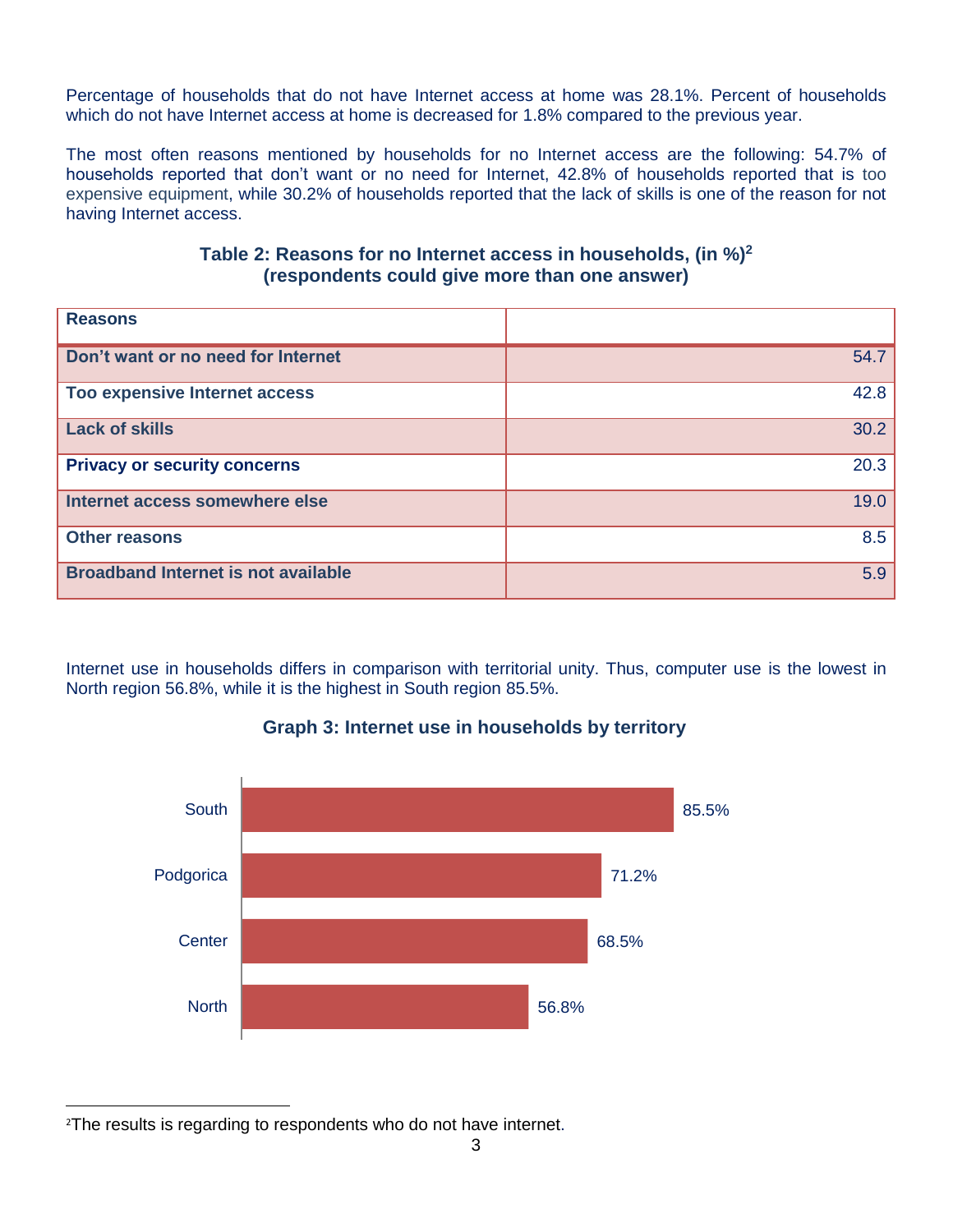Percentage of households that do not have Internet access at home was 28.1%. Percent of households which do not have Internet access at home is decreased for 1.8% compared to the previous year.

The most often reasons mentioned by households for no Internet access are the following: 54.7% of households reported that don't want or no need for Internet, 42.8% of households reported that is too expensive equipment, while 30.2% of households reported that the lack of skills is one of the reason for not having Internet access.

**Table 2: Reasons for no Internet access in households, (in %)[2]**
**(respondents could give more than one answer)**

| Reasons | |
|---|---:|
| **Don't want or no need for Internet** | 54.7 |
| **Too expensive Internet access** | 42.8 |
| **Lack of skills** | 30.2 |
| **Privacy or security concerns** | 20.3 |
| **Internet access somewhere else** | 19.0 |
| **Other reasons** | 8.5 |
| **Broadband Internet is not available** | 5.9 |

Internet use in households differs in comparison with territorial unity. Thus, computer use is the lowest in North region 56.8%, while it is the highest in South region 85.5%.

**Graph 3: Internet use in households by territory**

| Territory | % |
|---|---:|
| South | 85.5% |
| Podgorica | 71.2% |
| Center | 68.5% |
| North | 56.8% |

[2]The results is regarding to respondents who do not have internet.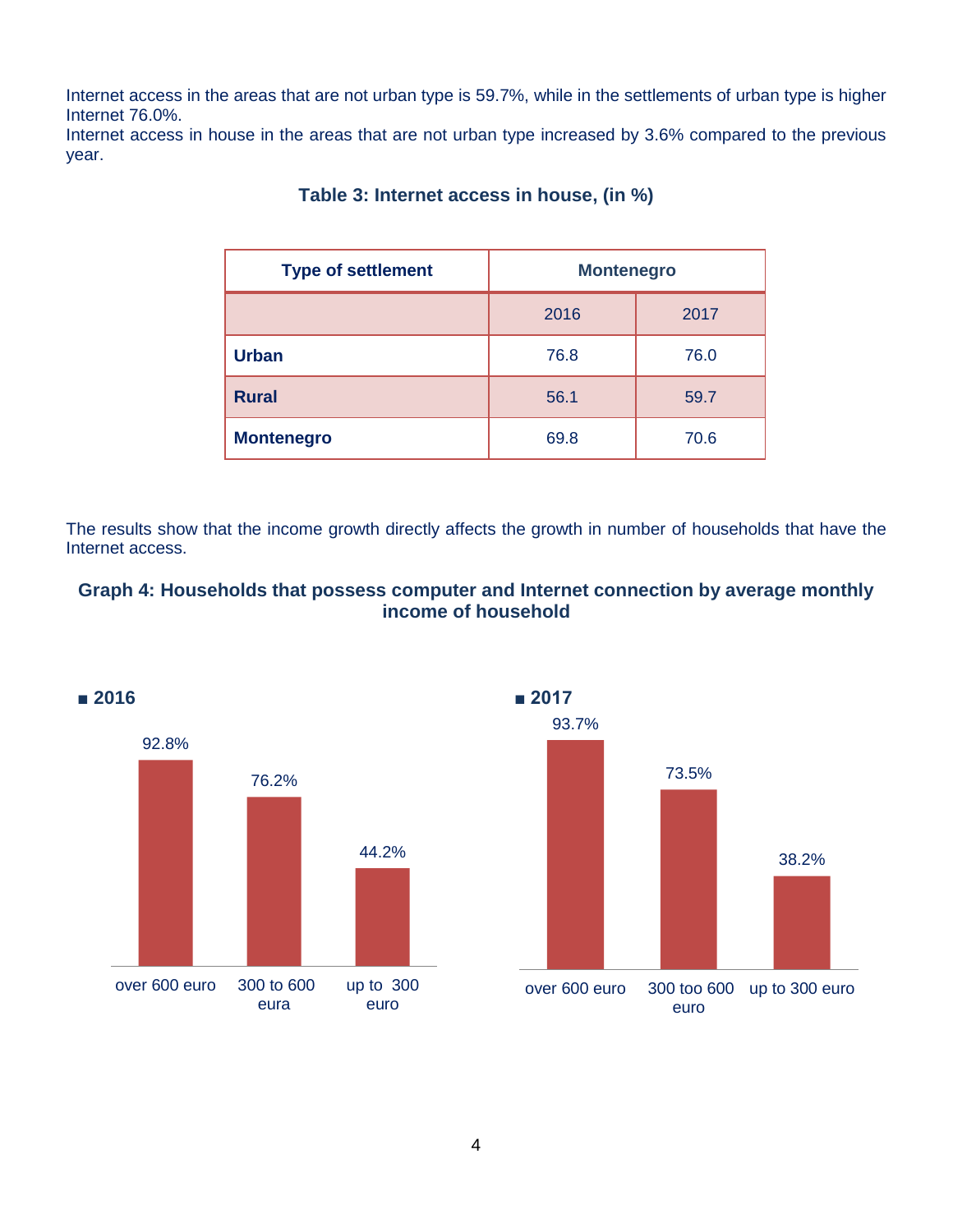Internet access in the areas that are not urban type is 59.7%, while in the settlements of urban type is higher Internet 76.0%.
Internet access in house in the areas that are not urban type increased by 3.6% compared to the previous year.

**Table 3: Internet access in house, (in %)**

| Type of settlement | Montenegro | |
|---|---|---|
| | 2016 | 2017 |
| **Urban** | 76.8 | 76.0 |
| **Rural** | 56.1 | 59.7 |
| **Montenegro** | 69.8 | 70.6 |

The results show that the income growth directly affects the growth in number of households that have the Internet access.

**Graph 4: Households that possess computer and Internet connection by average monthly income of household**

■ **2016**

| over 600 euro | 300 to 600 eura | up to 300 euro |
|---|---|---|
| 92.8% | 76.2% | 44.2% |

■ **2017**

| over 600 euro | 300 too 600 euro | up to 300 euro |
|---|---|---|
| 93.7% | 73.5% | 38.2% |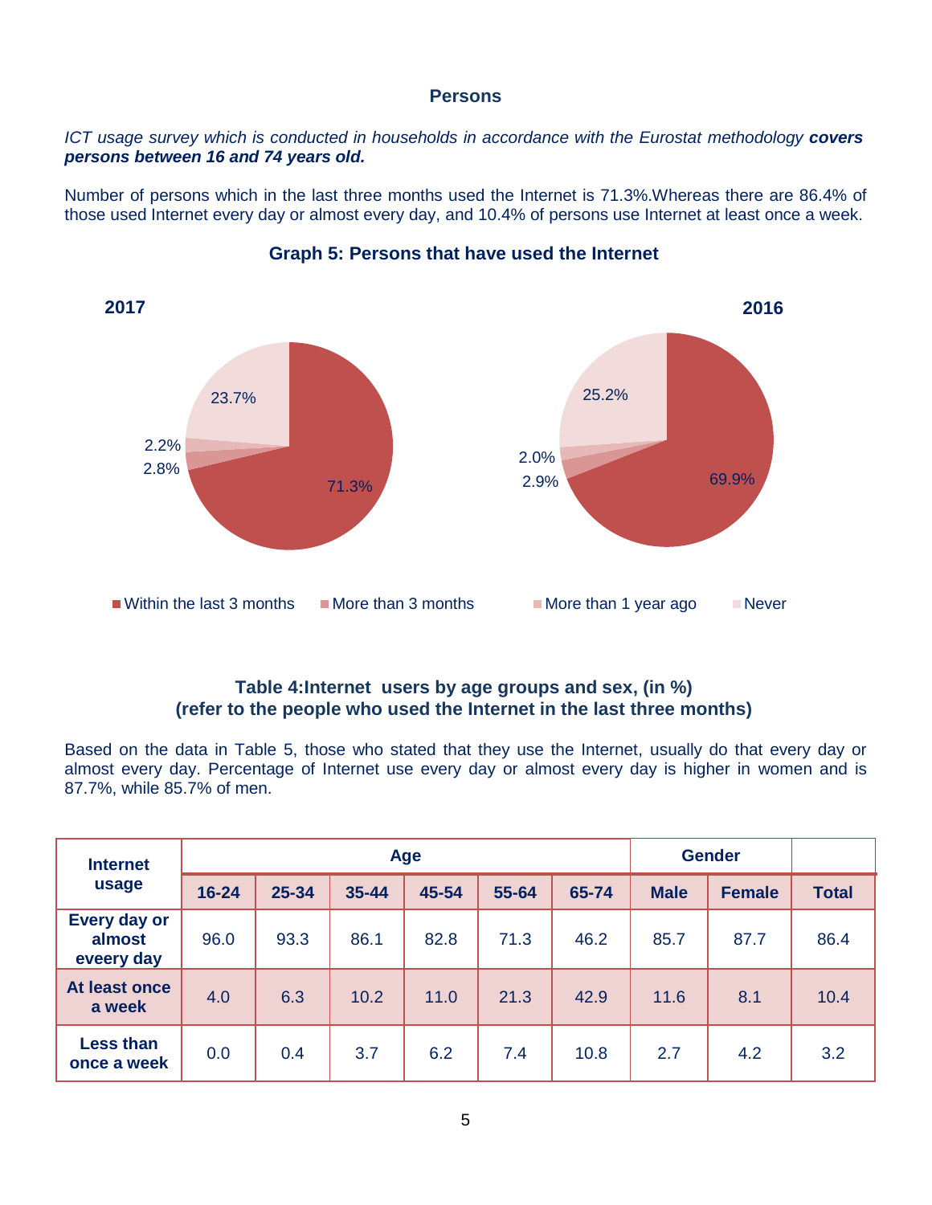## Persons

*ICT usage survey which is conducted in households in accordance with the Eurostat methodology **covers persons between 16 and 74 years old.***

Number of persons which in the last three months used the Internet is 71.3%.Whereas there are 86.4% of those used Internet every day or almost every day, and 10.4% of persons use Internet at least once a week.

### Graph 5: Persons that have used the Internet

**2017**

- Within the last 3 months: 71.3%
- More than 3 months: 2.8%
- More than 1 year ago: 2.2%
- Never: 23.7%

**2016**

- Within the last 3 months: 69.9%
- More than 3 months: 2.9%
- More than 1 year ago: 2.0%
- Never: 25.2%

### Table 4:Internet users by age groups and sex, (in %)
### (refer to the people who used the Internet in the last three months)

Based on the data in Table 5, those who stated that they use the Internet, usually do that every day or almost every day. Percentage of Internet use every day or almost every day is higher in women and is 87.7%, while 85.7% of men.

| Internet usage | Age | | | | | | Gender | | |
|---|---|---|---|---|---|---|---|---|---|
| | 16-24 | 25-34 | 35-44 | 45-54 | 55-64 | 65-74 | Male | Female | Total |
| Every day or almost eveery day | 96.0 | 93.3 | 86.1 | 82.8 | 71.3 | 46.2 | 85.7 | 87.7 | 86.4 |
| At least once a week | 4.0 | 6.3 | 10.2 | 11.0 | 21.3 | 42.9 | 11.6 | 8.1 | 10.4 |
| Less than once a week | 0.0 | 0.4 | 3.7 | 6.2 | 7.4 | 10.8 | 2.7 | 4.2 | 3.2 |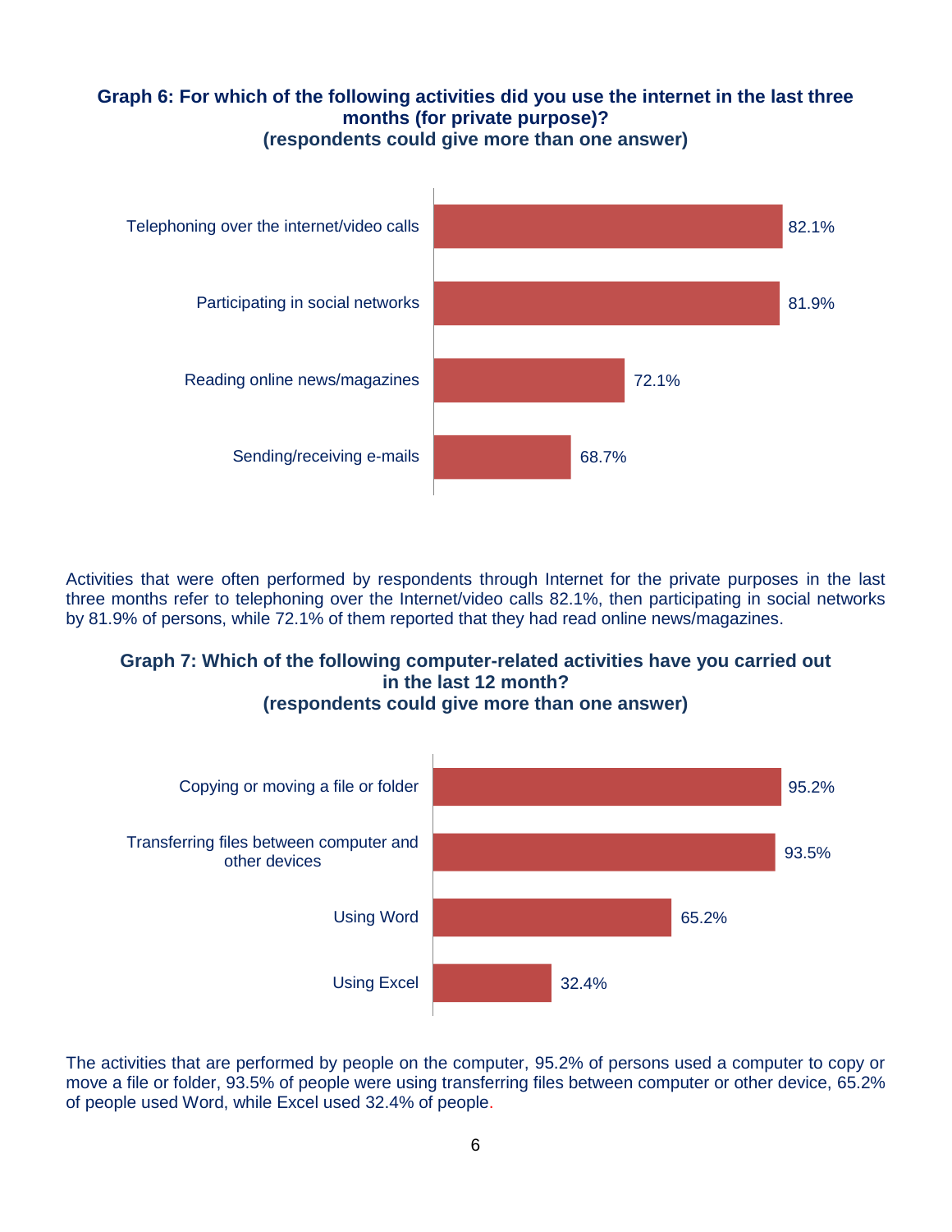**Graph 6: For which of the following activities did you use the internet in the last three months (for private purpose)?**
**(respondents could give more than one answer)**

| Activity | % |
| --- | --- |
| Telephoning over the internet/video calls | 82.1% |
| Participating in social networks | 81.9% |
| Reading online news/magazines | 72.1% |
| Sending/receiving e-mails | 68.7% |

Activities that were often performed by respondents through Internet for the private purposes in the last three months refer to telephoning over the Internet/video calls 82.1%, then participating in social networks by 81.9% of persons, while 72.1% of them reported that they had read online news/magazines.

**Graph 7: Which of the following computer-related activities have you carried out in the last 12 month?**
**(respondents could give more than one answer)**

| Activity | % |
| --- | --- |
| Copying or moving a file or folder | 95.2% |
| Transferring files between computer and other devices | 93.5% |
| Using Word | 65.2% |
| Using Excel | 32.4% |

The activities that are performed by people on the computer, 95.2% of persons used a computer to copy or move a file or folder, 93.5% of people were using transferring files between computer or other device, 65.2% of people used Word, while Excel used 32.4% of people.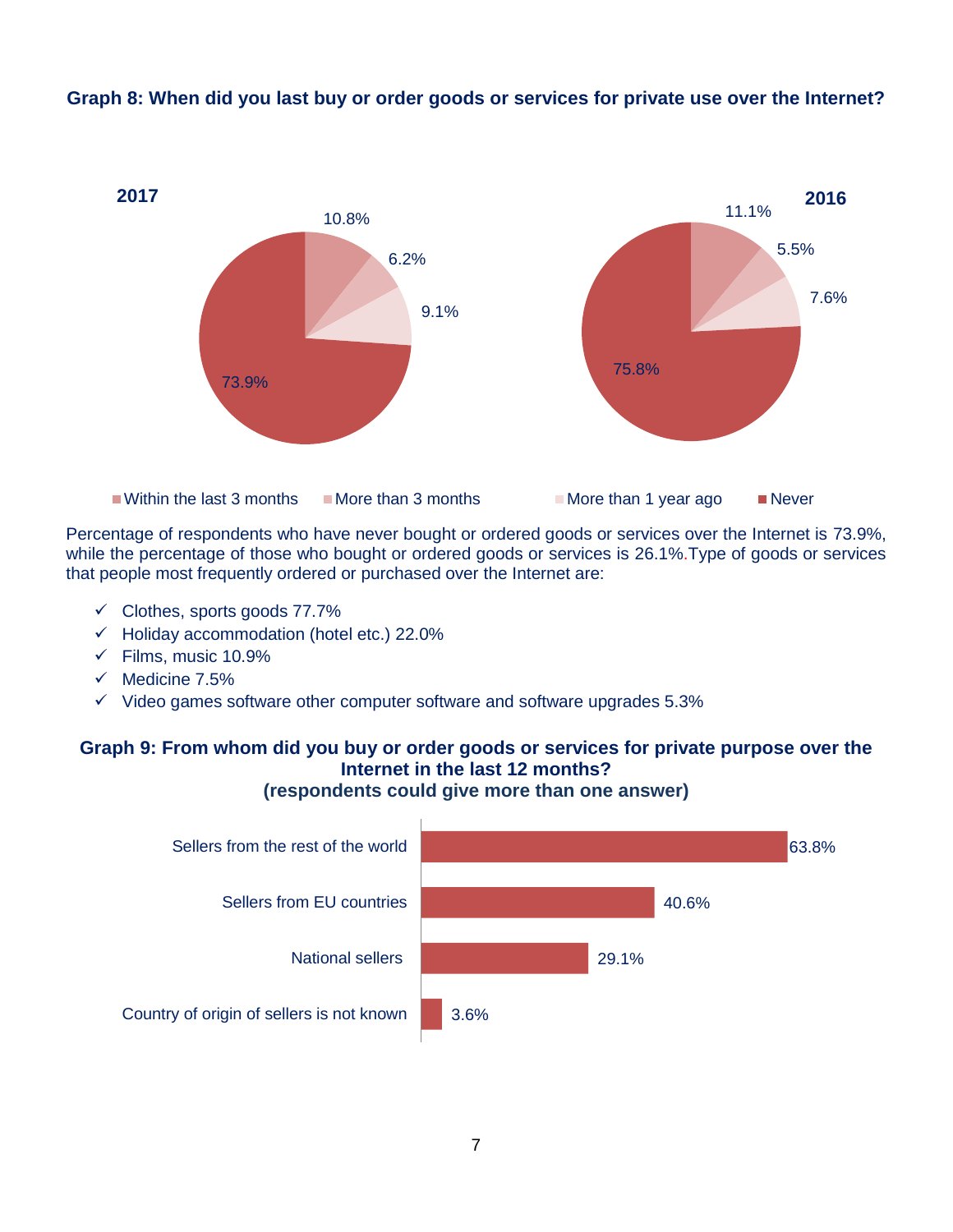**Graph 8: When did you last buy or order goods or services for private use over the Internet?**

| | 2017 | 2016 |
|---|---|---|
| Within the last 3 months | 10.8% | 11.1% |
| More than 3 months | 6.2% | 5.5% |
| More than 1 year ago | 9.1% | 7.6% |
| Never | 73.9% | 75.8% |

Percentage of respondents who have never bought or ordered goods or services over the Internet is 73.9%, while the percentage of those who bought or ordered goods or services is 26.1%.Type of goods or services that people most frequently ordered or purchased over the Internet are:

- ✓ Clothes, sports goods 77.7%
- ✓ Holiday accommodation (hotel etc.) 22.0%
- ✓ Films, music 10.9%
- ✓ Medicine 7.5%
- ✓ Video games software other computer software and software upgrades 5.3%

**Graph 9: From whom did you buy or order goods or services for private purpose over the Internet in the last 12 months?**
**(respondents could give more than one answer)**

| | % |
|---|---|
| Sellers from the rest of the world | 63.8% |
| Sellers from EU countries | 40.6% |
| National sellers | 29.1% |
| Country of origin of sellers is not known | 3.6% |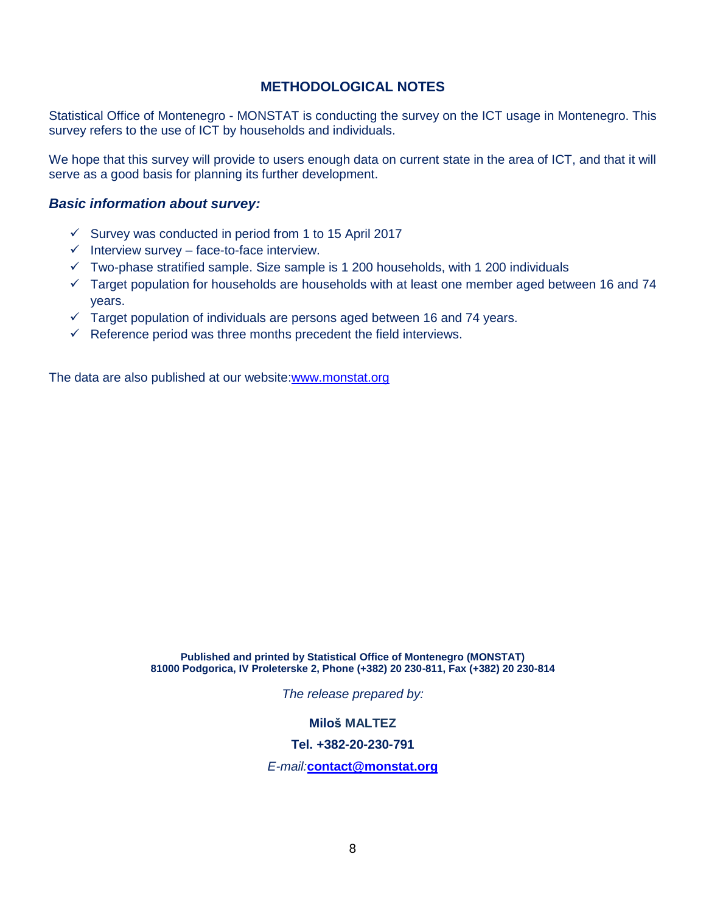# METHODOLOGICAL NOTES

Statistical Office of Montenegro - MONSTAT is conducting the survey on the ICT usage in Montenegro. This survey refers to the use of ICT by households and individuals.

We hope that this survey will provide to users enough data on current state in the area of ICT, and that it will serve as a good basis for planning its further development.

***Basic information about survey:***

- ✓ Survey was conducted in period from 1 to 15 April 2017
- ✓ Interview survey – face-to-face interview.
- ✓ Two-phase stratified sample. Size sample is 1 200 households, with 1 200 individuals
- ✓ Target population for households are households with at least one member aged between 16 and 74 years.
- ✓ Target population of individuals are persons aged between 16 and 74 years.
- ✓ Reference period was three months precedent the field interviews.

The data are also published at our website:[www.monstat.org](http://www.monstat.org)

**Published and printed by Statistical Office of Montenegro (MONSTAT)**
**81000 Podgorica, IV Proleterske 2, Phone (+382) 20 230-811, Fax (+382) 20 230-814**

*The release prepared by:*

**Miloš MALTEZ**

**Tel. +382-20-230-791**

*E-mail:*[**contact@monstat.org**](mailto:contact@monstat.org)